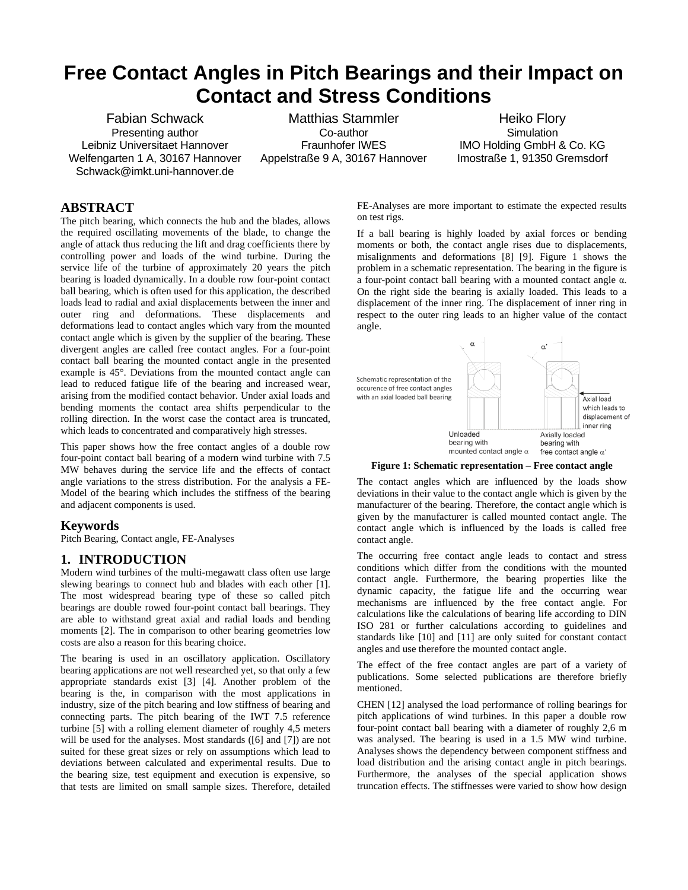# Free Contact Angles in Pitch Bearings and their Impact on Contact and Stress Conditions

Fabian Schwack
Presenting author
Leibniz Universitaet Hannover
Welfengarten 1 A, 30167 Hannover
Schwack@imkt.uni-hannover.de

Matthias Stammler
Co-author
Fraunhofer IWES
Appelstraße 9 A, 30167 Hannover

Heiko Flory
Simulation
IMO Holding GmbH & Co. KG
Imostraße 1, 91350 Gremsdorf

## ABSTRACT

The pitch bearing, which connects the hub and the blades, allows the required oscillating movements of the blade, to change the angle of attack thus reducing the lift and drag coefficients there by controlling power and loads of the wind turbine. During the service life of the turbine of approximately 20 years the pitch bearing is loaded dynamically. In a double row four-point contact ball bearing, which is often used for this application, the described loads lead to radial and axial displacements between the inner and outer ring and deformations. These displacements and deformations lead to contact angles which vary from the mounted contact angle which is given by the supplier of the bearing. These divergent angles are called free contact angles. For a four-point contact ball bearing the mounted contact angle in the presented example is 45°. Deviations from the mounted contact angle can lead to reduced fatigue life of the bearing and increased wear, arising from the modified contact behavior. Under axial loads and bending moments the contact area shifts perpendicular to the rolling direction. In the worst case the contact area is truncated, which leads to concentrated and comparatively high stresses.

This paper shows how the free contact angles of a double row four-point contact ball bearing of a modern wind turbine with 7.5 MW behaves during the service life and the effects of contact angle variations to the stress distribution. For the analysis a FE-Model of the bearing which includes the stiffness of the bearing and adjacent components is used.

## Keywords

Pitch Bearing, Contact angle, FE-Analyses

## 1. INTRODUCTION

Modern wind turbines of the multi-megawatt class often use large slewing bearings to connect hub and blades with each other [1]. The most widespread bearing type of these so called pitch bearings are double rowed four-point contact ball bearings. They are able to withstand great axial and radial loads and bending moments [2]. The in comparison to other bearing geometries low costs are also a reason for this bearing choice.

The bearing is used in an oscillatory application. Oscillatory bearing applications are not well researched yet, so that only a few appropriate standards exist [3] [4]. Another problem of the bearing is the, in comparison with the most applications in industry, size of the pitch bearing and low stiffness of bearing and connecting parts. The pitch bearing of the IWT 7.5 reference turbine [5] with a rolling element diameter of roughly 4,5 meters will be used for the analyses. Most standards ([6] and [7]) are not suited for these great sizes or rely on assumptions which lead to deviations between calculated and experimental results. Due to the bearing size, test equipment and execution is expensive, so that tests are limited on small sample sizes. Therefore, detailed FE-Analyses are more important to estimate the expected results on test rigs.

If a ball bearing is highly loaded by axial forces or bending moments or both, the contact angle rises due to displacements, misalignments and deformations [8] [9]. Figure 1 shows the problem in a schematic representation. The bearing in the figure is a four-point contact ball bearing with a mounted contact angle $\alpha$. On the right side the bearing is axially loaded. This leads to a displacement of the inner ring. The displacement of inner ring in respect to the outer ring leads to an higher value of the contact angle.

**Figure 1: Schematic representation – Free contact angle**

The contact angles which are influenced by the loads show deviations in their value to the contact angle which is given by the manufacturer of the bearing. Therefore, the contact angle which is given by the manufacturer is called mounted contact angle. The contact angle which is influenced by the loads is called free contact angle.

The occurring free contact angle leads to contact and stress conditions which differ from the conditions with the mounted contact angle. Furthermore, the bearing properties like the dynamic capacity, the fatigue life and the occurring wear mechanisms are influenced by the free contact angle. For calculations like the calculations of bearing life according to DIN ISO 281 or further calculations according to guidelines and standards like [10] and [11] are only suited for constant contact angles and use therefore the mounted contact angle.

The effect of the free contact angles are part of a variety of publications. Some selected publications are therefore briefly mentioned.

CHEN [12] analysed the load performance of rolling bearings for pitch applications of wind turbines. In this paper a double row four-point contact ball bearing with a diameter of roughly 2,6 m was analysed. The bearing is used in a 1.5 MW wind turbine. Analyses shows the dependency between component stiffness and load distribution and the arising contact angle in pitch bearings. Furthermore, the analyses of the special application shows truncation effects. The stiffnesses were varied to show how design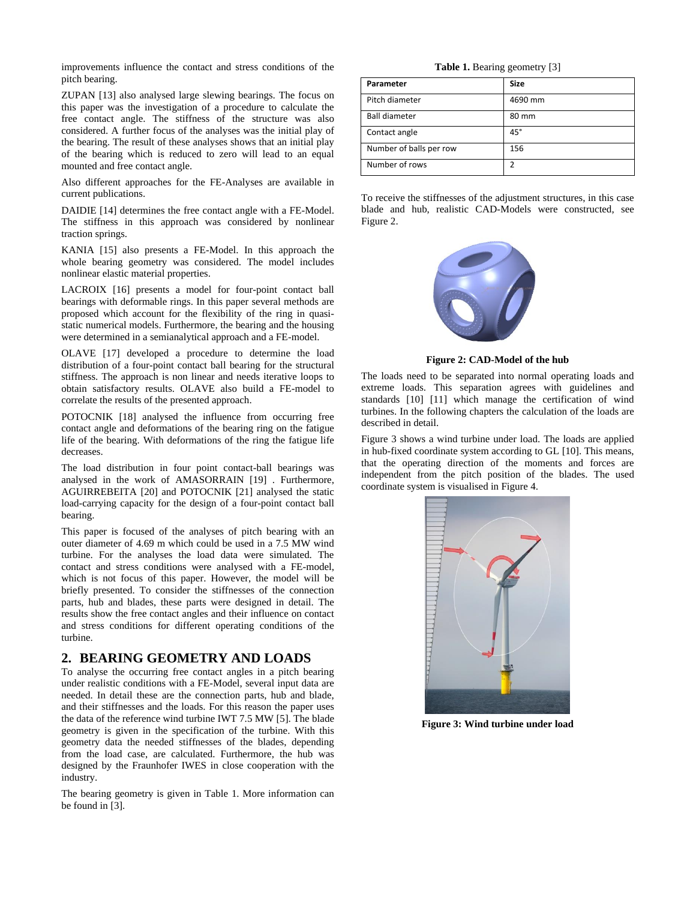improvements influence the contact and stress conditions of the pitch bearing.

ZUPAN [13] also analysed large slewing bearings. The focus on this paper was the investigation of a procedure to calculate the free contact angle. The stiffness of the structure was also considered. A further focus of the analyses was the initial play of the bearing. The result of these analyses shows that an initial play of the bearing which is reduced to zero will lead to an equal mounted and free contact angle.

Also different approaches for the FE-Analyses are available in current publications.

DAIDIE [14] determines the free contact angle with a FE-Model. The stiffness in this approach was considered by nonlinear traction springs.

KANIA [15] also presents a FE-Model. In this approach the whole bearing geometry was considered. The model includes nonlinear elastic material properties.

LACROIX [16] presents a model for four-point contact ball bearings with deformable rings. In this paper several methods are proposed which account for the flexibility of the ring in quasi-static numerical models. Furthermore, the bearing and the housing were determined in a semianalytical approach and a FE-model.

OLAVE [17] developed a procedure to determine the load distribution of a four-point contact ball bearing for the structural stiffness. The approach is non linear and needs iterative loops to obtain satisfactory results. OLAVE also build a FE-model to correlate the results of the presented approach.

POTOCNIK [18] analysed the influence from occurring free contact angle and deformations of the bearing ring on the fatigue life of the bearing. With deformations of the ring the fatigue life decreases.

The load distribution in four point contact-ball bearings was analysed in the work of AMASORRAIN [19] . Furthermore, AGUIRREBEITA [20] and POTOCNIK [21] analysed the static load-carrying capacity for the design of a four-point contact ball bearing.

This paper is focused of the analyses of pitch bearing with an outer diameter of 4.69 m which could be used in a 7.5 MW wind turbine. For the analyses the load data were simulated. The contact and stress conditions were analysed with a FE-model, which is not focus of this paper. However, the model will be briefly presented. To consider the stiffnesses of the connection parts, hub and blades, these parts were designed in detail. The results show the free contact angles and their influence on contact and stress conditions for different operating conditions of the turbine.

## 2. BEARING GEOMETRY AND LOADS

To analyse the occurring free contact angles in a pitch bearing under realistic conditions with a FE-Model, several input data are needed. In detail these are the connection parts, hub and blade, and their stiffnesses and the loads. For this reason the paper uses the data of the reference wind turbine IWT 7.5 MW [5]. The blade geometry is given in the specification of the turbine. With this geometry data the needed stiffnesses of the blades, depending from the load case, are calculated. Furthermore, the hub was designed by the Fraunhofer IWES in close cooperation with the industry.

The bearing geometry is given in Table 1. More information can be found in [3].

**Table 1.** Bearing geometry [3]

| Parameter | Size |
|---|---|
| Pitch diameter | 4690 mm |
| Ball diameter | 80 mm |
| Contact angle | 45° |
| Number of balls per row | 156 |
| Number of rows | 2 |

To receive the stiffnesses of the adjustment structures, in this case blade and hub, realistic CAD-Models were constructed, see Figure 2.

**Figure 2: CAD-Model of the hub**

The loads need to be separated into normal operating loads and extreme loads. This separation agrees with guidelines and standards [10] [11] which manage the certification of wind turbines. In the following chapters the calculation of the loads are described in detail.

Figure 3 shows a wind turbine under load. The loads are applied in hub-fixed coordinate system according to GL [10]. This means, that the operating direction of the moments and forces are independent from the pitch position of the blades. The used coordinate system is visualised in Figure 4.

**Figure 3: Wind turbine under load**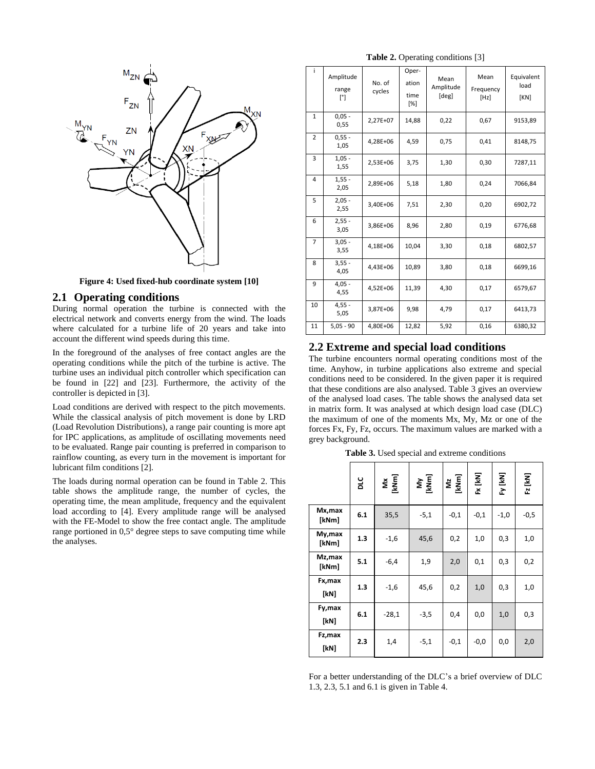Figure 4: Used fixed-hub coordinate system [10]

## 2.1 Operating conditions

During normal operation the turbine is connected with the electrical network and converts energy from the wind. The loads where calculated for a turbine life of 20 years and take into account the different wind speeds during this time.

In the foreground of the analyses of free contact angles are the operating conditions while the pitch of the turbine is active. The turbine uses an individual pitch controller which specification can be found in [22] and [23]. Furthermore, the activity of the controller is depicted in [3].

Load conditions are derived with respect to the pitch movements. While the classical analysis of pitch movement is done by LRD (Load Revolution Distributions), a range pair counting is more apt for IPC applications, as amplitude of oscillating movements need to be evaluated. Range pair counting is preferred in comparison to rainflow counting, as every turn in the movement is important for lubricant film conditions [2].

The loads during normal operation can be found in Table 2. This table shows the amplitude range, the number of cycles, the operating time, the mean amplitude, frequency and the equivalent load according to [4]. Every amplitude range will be analysed with the FE-Model to show the free contact angle. The amplitude range portioned in 0,5° degree steps to save computing time while the analyses.

**Table 2.** Operating conditions [3]

| i | Amplitude range [°] | No. of cycles | Operation time [%] | Mean Amplitude [deg] | Mean Frequency [Hz] | Equivalent load [KN] |
|---|---|---|---|---|---|---|
| 1 | 0,05 - 0,55 | 2,27E+07 | 14,88 | 0,22 | 0,67 | 9153,89 |
| 2 | 0,55 - 1,05 | 4,28E+06 | 4,59 | 0,75 | 0,41 | 8148,75 |
| 3 | 1,05 - 1,55 | 2,53E+06 | 3,75 | 1,30 | 0,30 | 7287,11 |
| 4 | 1,55 - 2,05 | 2,89E+06 | 5,18 | 1,80 | 0,24 | 7066,84 |
| 5 | 2,05 - 2,55 | 3,40E+06 | 7,51 | 2,30 | 0,20 | 6902,72 |
| 6 | 2,55 - 3,05 | 3,86E+06 | 8,96 | 2,80 | 0,19 | 6776,68 |
| 7 | 3,05 - 3,55 | 4,18E+06 | 10,04 | 3,30 | 0,18 | 6802,57 |
| 8 | 3,55 - 4,05 | 4,43E+06 | 10,89 | 3,80 | 0,18 | 6699,16 |
| 9 | 4,05 - 4,55 | 4,52E+06 | 11,39 | 4,30 | 0,17 | 6579,67 |
| 10 | 4,55 - 5,05 | 3,87E+06 | 9,98 | 4,79 | 0,17 | 6413,73 |
| 11 | 5,05 - 90 | 4,80E+06 | 12,82 | 5,92 | 0,16 | 6380,32 |

## 2.2 Extreme and special load conditions

The turbine encounters normal operating conditions most of the time. Anyhow, in turbine applications also extreme and special conditions need to be considered. In the given paper it is required that these conditions are also analysed. Table 3 gives an overview of the analysed load cases. The table shows the analysed data set in matrix form. It was analysed at which design load case (DLC) the maximum of one of the moments Mx, My, Mz or one of the forces Fx, Fy, Fz, occurs. The maximum values are marked with a grey background.

**Table 3.** Used special and extreme conditions

| | DLC | Mx [kNm] | My [kNm] | Mz [kNm] | Fx [kN] | Fy [kN] | Fz [kN] |
|---|---|---|---|---|---|---|---|
| Mx,max [kNm] | 6.1 | 35,5 | -5,1 | -0,1 | -0,1 | -1,0 | -0,5 |
| My,max [kNm] | 1.3 | -1,6 | 45,6 | 0,2 | 1,0 | 0,3 | 1,0 |
| Mz,max [kNm] | 5.1 | -6,4 | 1,9 | 2,0 | 0,1 | 0,3 | 0,2 |
| Fx,max [kN] | 1.3 | -1,6 | 45,6 | 0,2 | 1,0 | 0,3 | 1,0 |
| Fy,max [kN] | 6.1 | -28,1 | -3,5 | 0,4 | 0,0 | 1,0 | 0,3 |
| Fz,max [kN] | 2.3 | 1,4 | -5,1 | -0,1 | -0,0 | 0,0 | 2,0 |

For a better understanding of the DLC's a brief overview of DLC 1.3, 2.3, 5.1 and 6.1 is given in Table 4.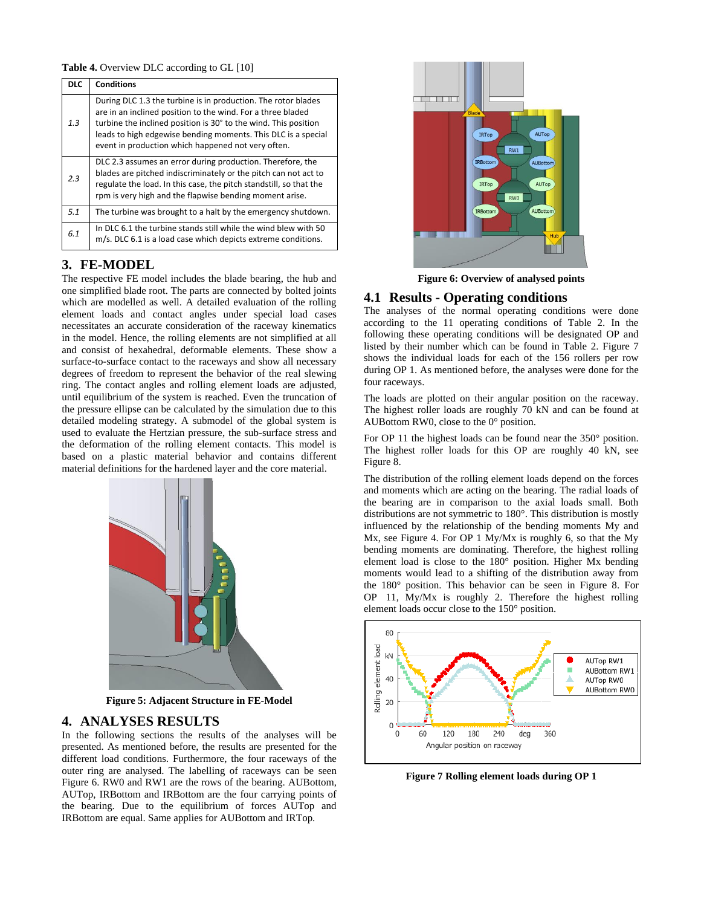**Table 4.** Overview DLC according to GL [10]

| DLC | Conditions |
|---|---|
| 1.3 | During DLC 1.3 the turbine is in production. The rotor blades are in an inclined position to the wind. For a three bladed turbine the inclined position is 30° to the wind. This position leads to high edgewise bending moments. This DLC is a special event in production which happened not very often. |
| 2.3 | DLC 2.3 assumes an error during production. Therefore, the blades are pitched indiscriminately or the pitch can not act to regulate the load. In this case, the pitch standstill, so that the rpm is very high and the flapwise bending moment arise. |
| 5.1 | The turbine was brought to a halt by the emergency shutdown. |
| 6.1 | In DLC 6.1 the turbine stands still while the wind blew with 50 m/s. DLC 6.1 is a load case which depicts extreme conditions. |

# 3. FE-MODEL

The respective FE model includes the blade bearing, the hub and one simplified blade root. The parts are connected by bolted joints which are modelled as well. A detailed evaluation of the rolling element loads and contact angles under special load cases necessitates an accurate consideration of the raceway kinematics in the model. Hence, the rolling elements are not simplified at all and consist of hexahedral, deformable elements. These show a surface-to-surface contact to the raceways and show all necessary degrees of freedom to represent the behavior of the real slewing ring. The contact angles and rolling element loads are adjusted, until equilibrium of the system is reached. Even the truncation of the pressure ellipse can be calculated by the simulation due to this detailed modeling strategy. A submodel of the global system is used to evaluate the Hertzian pressure, the sub-surface stress and the deformation of the rolling element contacts. This model is based on a plastic material behavior and contains different material definitions for the hardened layer and the core material.

**Figure 5: Adjacent Structure in FE-Model**

# 4. ANALYSES RESULTS

In the following sections the results of the analyses will be presented. As mentioned before, the results are presented for the different load conditions. Furthermore, the four raceways of the outer ring are analysed. The labelling of raceways can be seen Figure 6. RW0 and RW1 are the rows of the bearing. AUBottom, AUTop, IRBottom and IRBottom are the four carrying points of the bearing. Due to the equilibrium of forces AUTop and IRBottom are equal. Same applies for AUBottom and IRTop.

**Figure 6: Overview of analysed points**

## 4.1 Results - Operating conditions

The analyses of the normal operating conditions were done according to the 11 operating conditions of Table 2. In the following these operating conditions will be designated OP and listed by their number which can be found in Table 2. Figure 7 shows the individual loads for each of the 156 rollers per row during OP 1. As mentioned before, the analyses were done for the four raceways.

The loads are plotted on their angular position on the raceway. The highest roller loads are roughly 70 kN and can be found at AUBottom RW0, close to the 0° position.

For OP 11 the highest loads can be found near the 350° position. The highest roller loads for this OP are roughly 40 kN, see Figure 8.

The distribution of the rolling element loads depend on the forces and moments which are acting on the bearing. The radial loads of the bearing are in comparison to the axial loads small. Both distributions are not symmetric to 180°. This distribution is mostly influenced by the relationship of the bending moments My and Mx, see Figure 4. For OP 1 My/Mx is roughly 6, so that the My bending moments are dominating. Therefore, the highest rolling element load is close to the 180° position. Higher Mx bending moments would lead to a shifting of the distribution away from the 180° position. This behavior can be seen in Figure 8. For OP 11, My/Mx is roughly 2. Therefore the highest rolling element loads occur close to the 150° position.

**Figure 7 Rolling element loads during OP 1**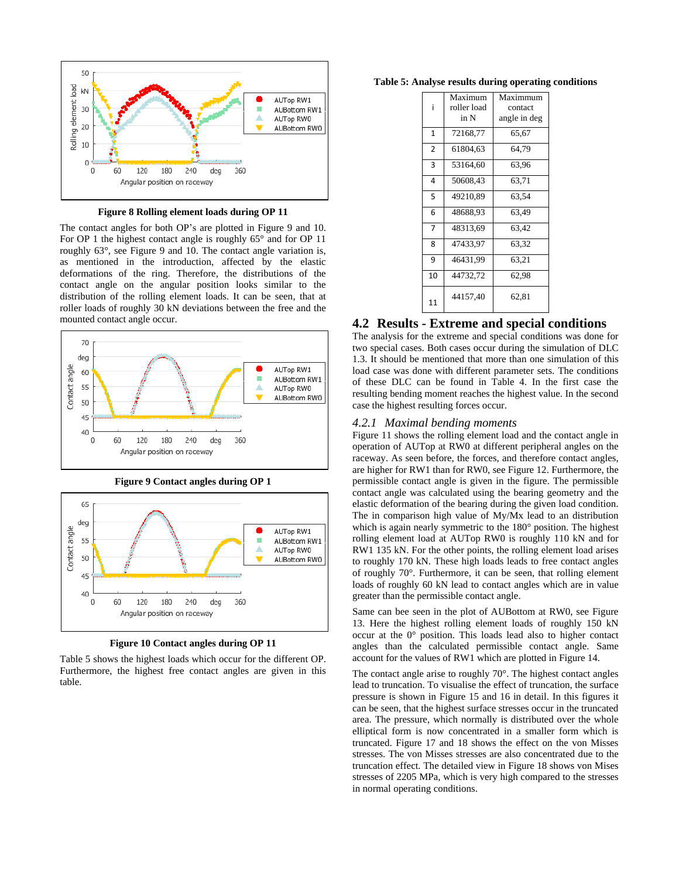Figure 8 Rolling element loads during OP 11

The contact angles for both OP's are plotted in Figure 9 and 10. For OP 1 the highest contact angle is roughly 65° and for OP 11 roughly 63°, see Figure 9 and 10. The contact angle variation is, as mentioned in the introduction, affected by the elastic deformations of the ring. Therefore, the distributions of the contact angle on the angular position looks similar to the distribution of the rolling element loads. It can be seen, that at roller loads of roughly 30 kN deviations between the free and the mounted contact angle occur.

Figure 9 Contact angles during OP 1

Figure 10 Contact angles during OP 11

Table 5 shows the highest loads which occur for the different OP. Furthermore, the highest free contact angles are given in this table.

**Table 5: Analyse results during operating conditions**

| i | Maximum roller load in N | Maximmum contact angle in deg |
|---|---|---|
| 1 | 72168,77 | 65,67 |
| 2 | 61804,63 | 64,79 |
| 3 | 53164,60 | 63,96 |
| 4 | 50608,43 | 63,71 |
| 5 | 49210,89 | 63,54 |
| 6 | 48688,93 | 63,49 |
| 7 | 48313,69 | 63,42 |
| 8 | 47433,97 | 63,32 |
| 9 | 46431,99 | 63,21 |
| 10 | 44732,72 | 62,98 |
| 11 | 44157,40 | 62,81 |

## 4.2 Results - Extreme and special conditions

The analysis for the extreme and special conditions was done for two special cases. Both cases occur during the simulation of DLC 1.3. It should be mentioned that more than one simulation of this load case was done with different parameter sets. The conditions of these DLC can be found in Table 4. In the first case the resulting bending moment reaches the highest value. In the second case the highest resulting forces occur.

### 4.2.1 *Maximal bending moments*

Figure 11 shows the rolling element load and the contact angle in operation of AUTop at RW0 at different peripheral angles on the raceway. As seen before, the forces, and therefore contact angles, are higher for RW1 than for RW0, see Figure 12. Furthermore, the permissible contact angle is given in the figure. The permissible contact angle was calculated using the bearing geometry and the elastic deformation of the bearing during the given load condition. The in comparison high value of My/Mx lead to an distribution which is again nearly symmetric to the 180° position. The highest rolling element load at AUTop RW0 is roughly 110 kN and for RW1 135 kN. For the other points, the rolling element load arises to roughly 170 kN. These high loads leads to free contact angles of roughly 70°. Furthermore, it can be seen, that rolling element loads of roughly 60 kN lead to contact angles which are in value greater than the permissible contact angle.

Same can bee seen in the plot of AUBottom at RW0, see Figure 13. Here the highest rolling element loads of roughly 150 kN occur at the 0° position. This loads lead also to higher contact angles than the calculated permissible contact angle. Same account for the values of RW1 which are plotted in Figure 14.

The contact angle arise to roughly 70°. The highest contact angles lead to truncation. To visualise the effect of truncation, the surface pressure is shown in Figure 15 and 16 in detail. In this figures it can be seen, that the highest surface stresses occur in the truncated area. The pressure, which normally is distributed over the whole elliptical form is now concentrated in a smaller form which is truncated. Figure 17 and 18 shows the effect on the von Misses stresses. The von Misses stresses are also concentrated due to the truncation effect. The detailed view in Figure 18 shows von Mises stresses of 2205 MPa, which is very high compared to the stresses in normal operating conditions.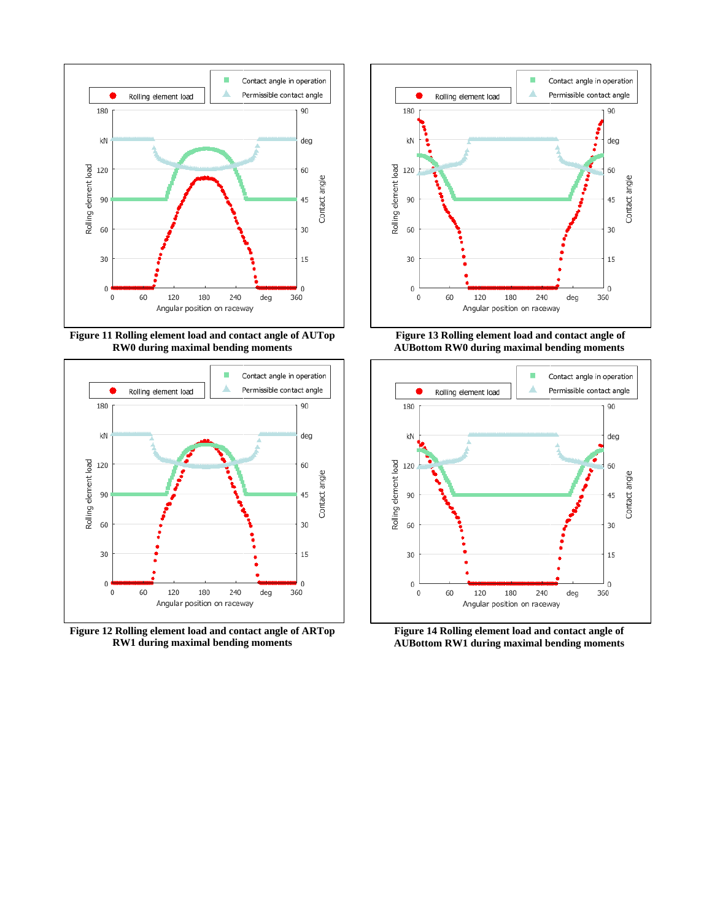Figure 11 Rolling element load and contact angle of AUTop RW0 during maximal bending moments

Figure 13 Rolling element load and contact angle of AUBottom RW0 during maximal bending moments

Figure 12 Rolling element load and contact angle of ARTop RW1 during maximal bending moments

Figure 14 Rolling element load and contact angle of AUBottom RW1 during maximal bending moments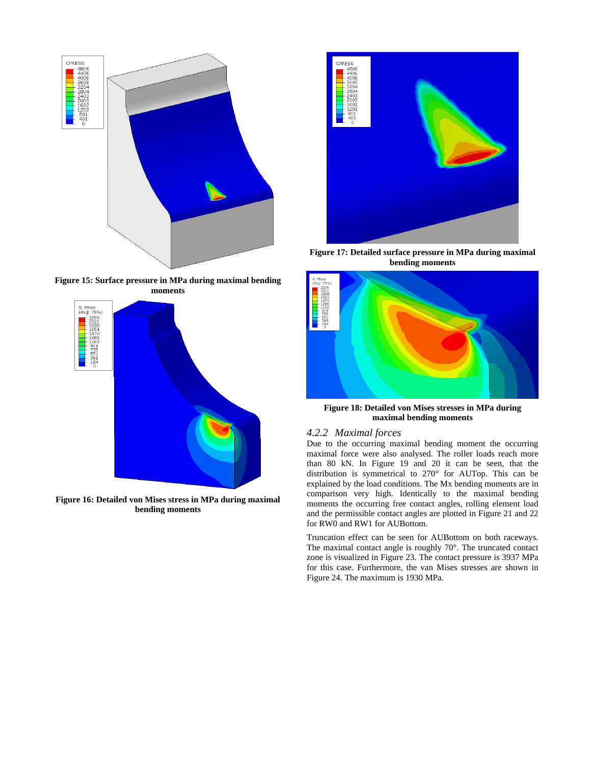Figure 15: Surface pressure in MPa during maximal bending moments

Figure 16: Detailed von Mises stress in MPa during maximal bending moments

Figure 17: Detailed surface pressure in MPa during maximal bending moments

Figure 18: Detailed von Mises stresses in MPa during maximal bending moments

### *4.2.2 Maximal forces*

Due to the occurring maximal bending moment the occurring maximal force were also analysed. The roller loads reach more than 80 kN. In Figure 19 and 20 it can be seen, that the distribution is symmetrical to 270° for AUTop. This can be explained by the load conditions. The Mx bending moments are in comparison very high. Identically to the maximal bending moments the occurring free contact angles, rolling element load and the permissible contact angles are plotted in Figure 21 and 22 for RW0 and RW1 for AUBottom.

Truncation effect can be seen for AUBottom on both raceways. The maximal contact angle is roughly 70°. The truncated contact zone is visualized in Figure 23. The contact pressure is 3937 MPa for this case. Furthermore, the van Mises stresses are shown in Figure 24. The maximum is 1930 MPa.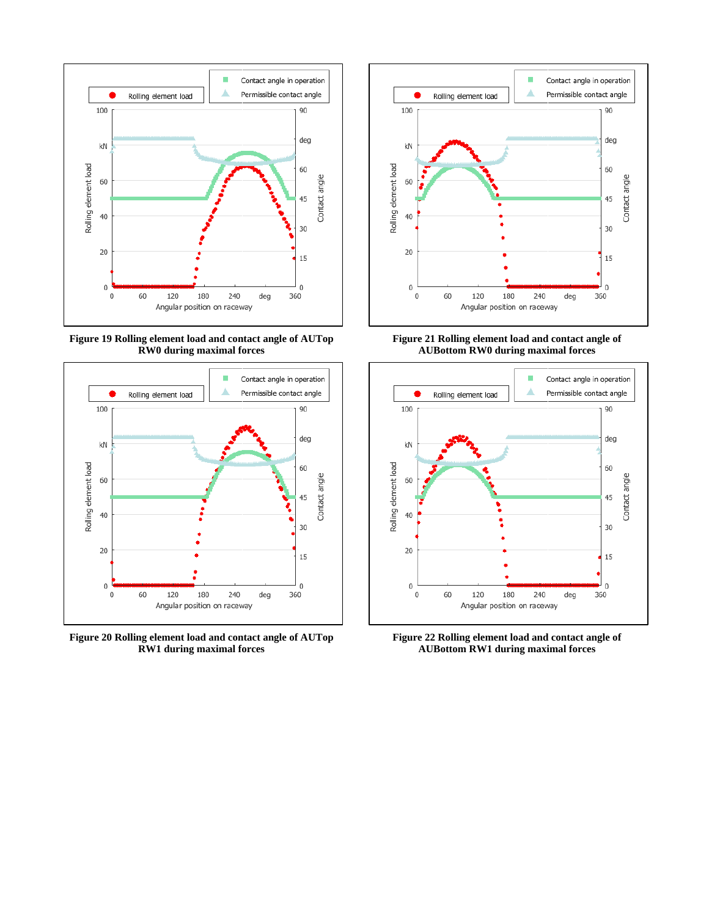Figure 19 Rolling element load and contact angle of AUTop RW0 during maximal forces

Figure 21 Rolling element load and contact angle of AUBottom RW0 during maximal forces

Figure 20 Rolling element load and contact angle of AUTop RW1 during maximal forces

Figure 22 Rolling element load and contact angle of AUBottom RW1 during maximal forces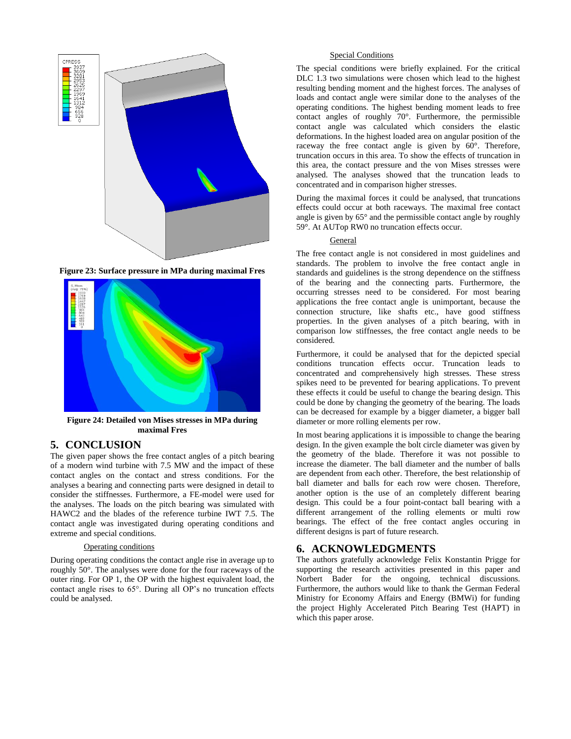Figure 23: Surface pressure in MPa during maximal Fres

Figure 24: Detailed von Mises stresses in MPa during maximal Fres

## 5. CONCLUSION

The given paper shows the free contact angles of a pitch bearing of a modern wind turbine with 7.5 MW and the impact of these contact angles on the contact and stress conditions. For the analyses a bearing and connecting parts were designed in detail to consider the stiffnesses. Furthermore, a FE-model were used for the analyses. The loads on the pitch bearing was simulated with HAWC2 and the blades of the reference turbine IWT 7.5. The contact angle was investigated during operating conditions and extreme and special conditions.

Operating conditions

During operating conditions the contact angle rise in average up to roughly 50°. The analyses were done for the four raceways of the outer ring. For OP 1, the OP with the highest equivalent load, the contact angle rises to 65°. During all OP's no truncation effects could be analysed.

Special Conditions

The special conditions were briefly explained. For the critical DLC 1.3 two simulations were chosen which lead to the highest resulting bending moment and the highest forces. The analyses of loads and contact angle were similar done to the analyses of the operating conditions. The highest bending moment leads to free contact angles of roughly 70°. Furthermore, the permissible contact angle was calculated which considers the elastic deformations. In the highest loaded area on angular position of the raceway the free contact angle is given by 60°. Therefore, truncation occurs in this area. To show the effects of truncation in this area, the contact pressure and the von Mises stresses were analysed. The analyses showed that the truncation leads to concentrated and in comparison higher stresses.

During the maximal forces it could be analysed, that truncations effects could occur at both raceways. The maximal free contact angle is given by 65° and the permissible contact angle by roughly 59°. At AUTop RW0 no truncation effects occur.

General

The free contact angle is not considered in most guidelines and standards. The problem to involve the free contact angle in standards and guidelines is the strong dependence on the stiffness of the bearing and the connecting parts. Furthermore, the occurring stresses need to be considered. For most bearing applications the free contact angle is unimportant, because the connection structure, like shafts etc., have good stiffness properties. In the given analyses of a pitch bearing, with in comparison low stiffnesses, the free contact angle needs to be considered.

Furthermore, it could be analysed that for the depicted special conditions truncation effects occur. Truncation leads to concentrated and comprehensively high stresses. These stress spikes need to be prevented for bearing applications. To prevent these effects it could be useful to change the bearing design. This could be done by changing the geometry of the bearing. The loads can be decreased for example by a bigger diameter, a bigger ball diameter or more rolling elements per row.

In most bearing applications it is impossible to change the bearing design. In the given example the bolt circle diameter was given by the geometry of the blade. Therefore it was not possible to increase the diameter. The ball diameter and the number of balls are dependent from each other. Therefore, the best relationship of ball diameter and balls for each row were chosen. Therefore, another option is the use of an completely different bearing design. This could be a four point-contact ball bearing with a different arrangement of the rolling elements or multi row bearings. The effect of the free contact angles occuring in different designs is part of future research.

## 6. ACKNOWLEDGMENTS

The authors gratefully acknowledge Felix Konstantin Prigge for supporting the research activities presented in this paper and Norbert Bader for the ongoing, technical discussions. Furthermore, the authors would like to thank the German Federal Ministry for Economy Affairs and Energy (BMWi) for funding the project Highly Accelerated Pitch Bearing Test (HAPT) in which this paper arose.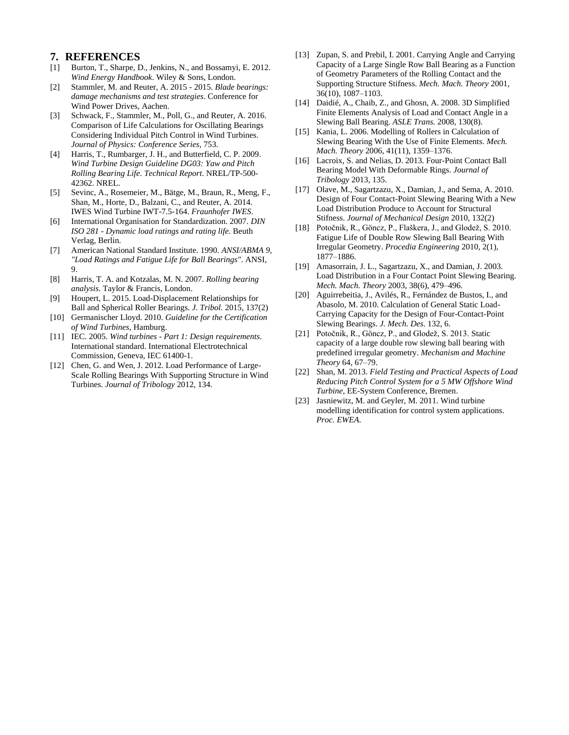## 7. REFERENCES

[1] Burton, T., Sharpe, D., Jenkins, N., and Bossamyi, E. 2012. *Wind Energy Handbook*. Wiley & Sons, London.

[2] Stammler, M. and Reuter, A. 2015 - 2015. *Blade bearings: damage mechanisms and test strategies*. Conference for Wind Power Drives, Aachen.

[3] Schwack, F., Stammler, M., Poll, G., and Reuter, A. 2016. Comparison of Life Calculations for Oscillating Bearings Considering Individual Pitch Control in Wind Turbines. *Journal of Physics: Conference Series*, 753.

[4] Harris, T., Rumbarger, J. H., and Butterfield, C. P. 2009. *Wind Turbine Design Guideline DG03: Yaw and Pitch Rolling Bearing Life*. *Technical Report*. NREL/TP-500-42362. NREL.

[5] Sevinc, A., Rosemeier, M., Bätge, M., Braun, R., Meng, F., Shan, M., Horte, D., Balzani, C., and Reuter, A. 2014. IWES Wind Turbine IWT-7.5-164. *Fraunhofer IWES*.

[6] International Organisation for Standardization. 2007. *DIN ISO 281 - Dynamic load ratings and rating life*. Beuth Verlag, Berlin.

[7] American National Standard Institute. 1990. *ANSI/ABMA 9, "Load Ratings and Fatigue Life for Ball Bearings"*. ANSI, 9.

[8] Harris, T. A. and Kotzalas, M. N. 2007. *Rolling bearing analysis*. Taylor & Francis, London.

[9] Houpert, L. 2015. Load-Displacement Relationships for Ball and Spherical Roller Bearings. *J. Tribol.* 2015, 137(2)

[10] Germanischer Lloyd. 2010. *Guideline for the Certification of Wind Turbines*, Hamburg.

[11] IEC. 2005. *Wind turbines - Part 1: Design requirements*. International standard. International Electrotechnical Commission, Geneva, IEC 61400-1.

[12] Chen, G. and Wen, J. 2012. Load Performance of Large-Scale Rolling Bearings With Supporting Structure in Wind Turbines. *Journal of Tribology* 2012, 134.

[13] Zupan, S. and Prebil, I. 2001. Carrying Angle and Carrying Capacity of a Large Single Row Ball Bearing as a Function of Geometry Parameters of the Rolling Contact and the Supporting Structure Stifness. *Mech. Mach. Theory* 2001, 36(10), 1087–1103.

[14] Daidié, A., Chaib, Z., and Ghosn, A. 2008. 3D Simplified Finite Elements Analysis of Load and Contact Angle in a Slewing Ball Bearing. *ASLE Trans.* 2008, 130(8).

[15] Kania, L. 2006. Modelling of Rollers in Calculation of Slewing Bearing With the Use of Finite Elements. *Mech. Mach. Theory* 2006, 41(11), 1359–1376.

[16] Lacroix, S. and Nelias, D. 2013. Four-Point Contact Ball Bearing Model With Deformable Rings. *Journal of Tribology* 2013, 135.

[17] Olave, M., Sagartzazu, X., Damian, J., and Sema, A. 2010. Design of Four Contact-Point Slewing Bearing With a New Load Distribution Produce to Account for Structural Stifness. *Journal of Mechanical Design* 2010, 132(2)

[18] Potočnik, R., Göncz, P., Flaškera, J., and Glodež, S. 2010. Fatigue Life of Double Row Slewing Ball Bearing With Irregular Geometry. *Procedia Engineering* 2010, 2(1), 1877–1886.

[19] Amasorrain, J. L., Sagartzazu, X., and Damian, J. 2003. Load Distribution in a Four Contact Point Slewing Bearing. *Mech. Mach. Theory* 2003, 38(6), 479–496.

[20] Aguirrebeitia, J., Avilés, R., Fernández de Bustos, I., and Abasolo, M. 2010. Calculation of General Static Load-Carrying Capacity for the Design of Four-Contact-Point Slewing Bearings. *J. Mech. Des.* 132, 6.

[21] Potočnik, R., Göncz, P., and Glodež, S. 2013. Static capacity of a large double row slewing ball bearing with predefined irregular geometry. *Mechanism and Machine Theory* 64, 67–79.

[22] Shan, M. 2013. *Field Testing and Practical Aspects of Load Reducing Pitch Control System for a 5 MW Offshore Wind Turbine*, EE-System Conference, Bremen.

[23] Jasniewitz, M. and Geyler, M. 2011. Wind turbine modelling identification for control system applications. *Proc. EWEA.*